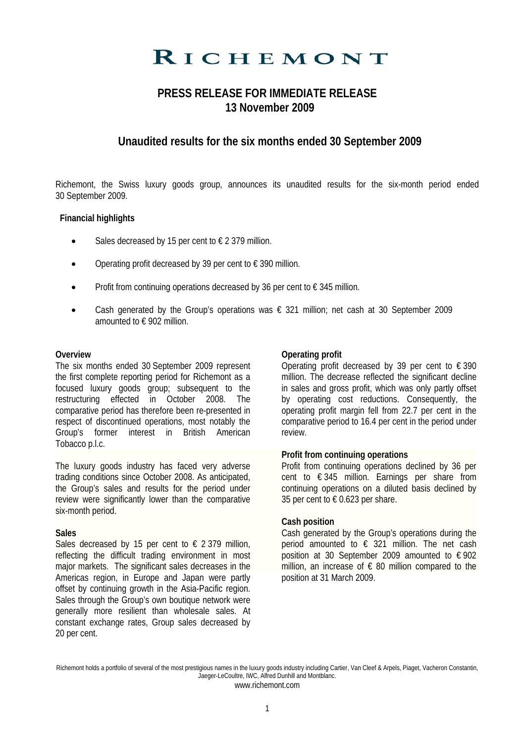# RICHEMONT

## PRESS RELEASE FOR IMMEDIATE RELEASE
## 13 November 2009

## Unaudited results for the six months ended 30 September 2009

Richemont, the Swiss luxury goods group, announces its unaudited results for the six-month period ended 30 September 2009.

**Financial highlights**

- Sales decreased by 15 per cent to € 2 379 million.
- Operating profit decreased by 39 per cent to € 390 million.
- Profit from continuing operations decreased by 36 per cent to € 345 million.
- Cash generated by the Group's operations was € 321 million; net cash at 30 September 2009 amounted to € 902 million.

**Overview**

The six months ended 30 September 2009 represent the first complete reporting period for Richemont as a focused luxury goods group; subsequent to the restructuring effected in October 2008. The comparative period has therefore been re-presented in respect of discontinued operations, most notably the Group's former interest in British American Tobacco p.l.c.

The luxury goods industry has faced very adverse trading conditions since October 2008. As anticipated, the Group's sales and results for the period under review were significantly lower than the comparative six-month period.

**Sales**

Sales decreased by 15 per cent to € 2 379 million, reflecting the difficult trading environment in most major markets. The significant sales decreases in the Americas region, in Europe and Japan were partly offset by continuing growth in the Asia-Pacific region. Sales through the Group's own boutique network were generally more resilient than wholesale sales. At constant exchange rates, Group sales decreased by 20 per cent.

**Operating profit**

Operating profit decreased by 39 per cent to € 390 million. The decrease reflected the significant decline in sales and gross profit, which was only partly offset by operating cost reductions. Consequently, the operating profit margin fell from 22.7 per cent in the comparative period to 16.4 per cent in the period under review.

**Profit from continuing operations**

Profit from continuing operations declined by 36 per cent to € 345 million. Earnings per share from continuing operations on a diluted basis declined by 35 per cent to € 0.623 per share.

**Cash position**

Cash generated by the Group's operations during the period amounted to € 321 million. The net cash position at 30 September 2009 amounted to € 902 million, an increase of € 80 million compared to the position at 31 March 2009.

Richemont holds a portfolio of several of the most prestigious names in the luxury goods industry including Cartier, Van Cleef & Arpels, Piaget, Vacheron Constantin, Jaeger-LeCoultre, IWC, Alfred Dunhill and Montblanc.
www.richemont.com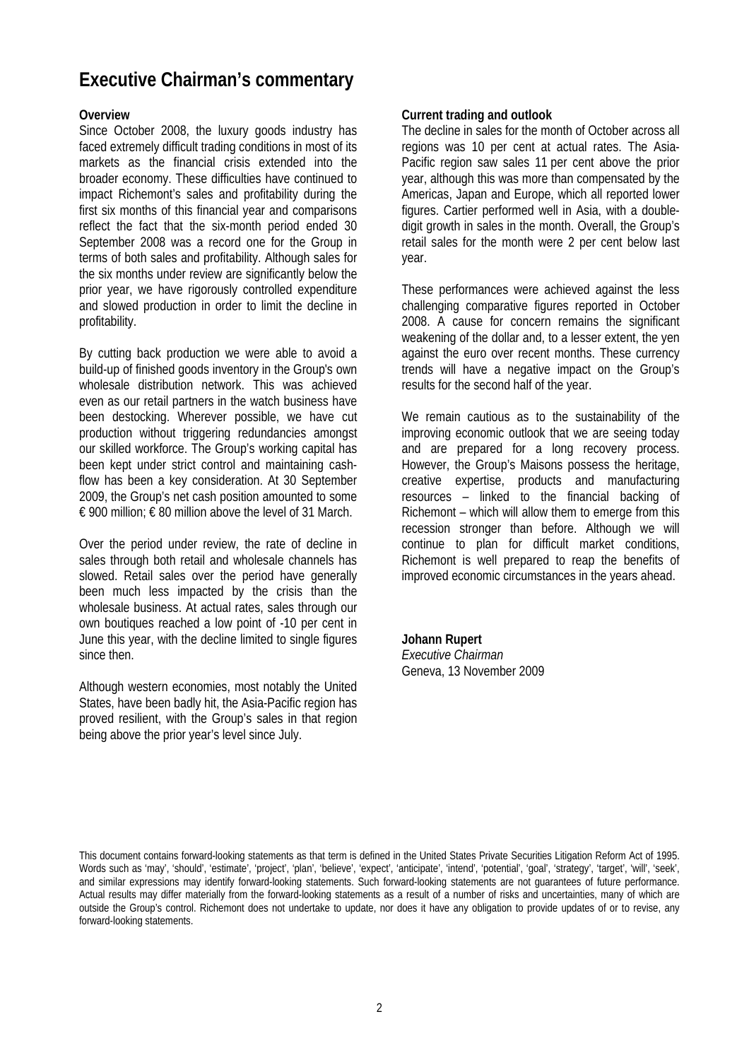# Executive Chairman's commentary

**Overview**

Since October 2008, the luxury goods industry has faced extremely difficult trading conditions in most of its markets as the financial crisis extended into the broader economy. These difficulties have continued to impact Richemont's sales and profitability during the first six months of this financial year and comparisons reflect the fact that the six-month period ended 30 September 2008 was a record one for the Group in terms of both sales and profitability. Although sales for the six months under review are significantly below the prior year, we have rigorously controlled expenditure and slowed production in order to limit the decline in profitability.

By cutting back production we were able to avoid a build-up of finished goods inventory in the Group's own wholesale distribution network. This was achieved even as our retail partners in the watch business have been destocking. Wherever possible, we have cut production without triggering redundancies amongst our skilled workforce. The Group's working capital has been kept under strict control and maintaining cash-flow has been a key consideration. At 30 September 2009, the Group's net cash position amounted to some € 900 million; € 80 million above the level of 31 March.

Over the period under review, the rate of decline in sales through both retail and wholesale channels has slowed. Retail sales over the period have generally been much less impacted by the crisis than the wholesale business. At actual rates, sales through our own boutiques reached a low point of -10 per cent in June this year, with the decline limited to single figures since then.

Although western economies, most notably the United States, have been badly hit, the Asia-Pacific region has proved resilient, with the Group's sales in that region being above the prior year's level since July.

**Current trading and outlook**

The decline in sales for the month of October across all regions was 10 per cent at actual rates. The Asia-Pacific region saw sales 11 per cent above the prior year, although this was more than compensated by the Americas, Japan and Europe, which all reported lower figures. Cartier performed well in Asia, with a double-digit growth in sales in the month. Overall, the Group's retail sales for the month were 2 per cent below last year.

These performances were achieved against the less challenging comparative figures reported in October 2008. A cause for concern remains the significant weakening of the dollar and, to a lesser extent, the yen against the euro over recent months. These currency trends will have a negative impact on the Group's results for the second half of the year.

We remain cautious as to the sustainability of the improving economic outlook that we are seeing today and are prepared for a long recovery process. However, the Group's Maisons possess the heritage, creative expertise, products and manufacturing resources – linked to the financial backing of Richemont – which will allow them to emerge from this recession stronger than before. Although we will continue to plan for difficult market conditions, Richemont is well prepared to reap the benefits of improved economic circumstances in the years ahead.

**Johann Rupert**
*Executive Chairman*
Geneva, 13 November 2009

This document contains forward-looking statements as that term is defined in the United States Private Securities Litigation Reform Act of 1995. Words such as 'may', 'should', 'estimate', 'project', 'plan', 'believe', 'expect', 'anticipate', 'intend', 'potential', 'goal', 'strategy', 'target', 'will', 'seek', and similar expressions may identify forward-looking statements. Such forward-looking statements are not guarantees of future performance. Actual results may differ materially from the forward-looking statements as a result of a number of risks and uncertainties, many of which are outside the Group's control. Richemont does not undertake to update, nor does it have any obligation to provide updates of or to revise, any forward-looking statements.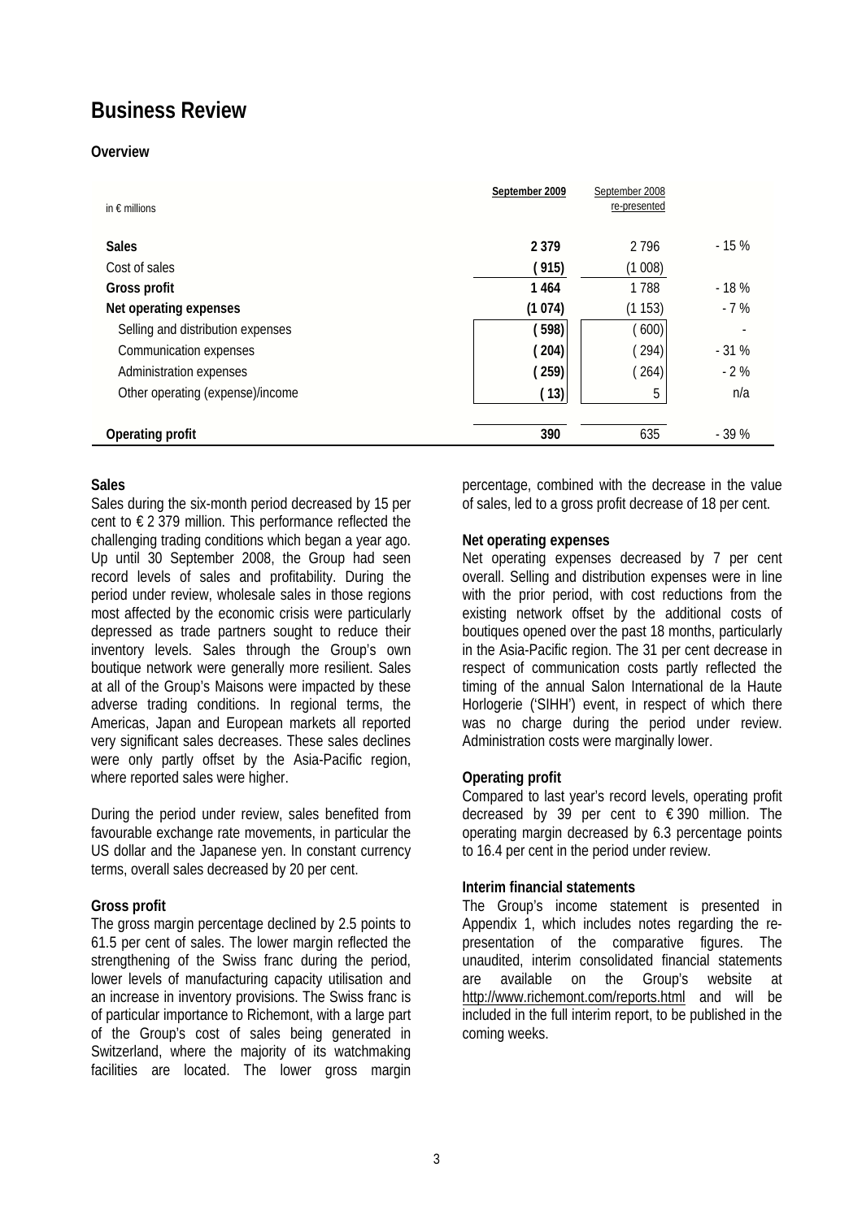# Business Review

## Overview

| in € millions | September 2009 | September 2008 re-presented | |
|---|---|---|---|
| **Sales** | **2 379** | 2 796 | - 15 % |
| Cost of sales | **( 915)** | (1 008) | |
| **Gross profit** | **1 464** | 1 788 | - 18 % |
| **Net operating expenses** | **(1 074)** | (1 153) | - 7 % |
| Selling and distribution expenses | **( 598)** | ( 600) | - |
| Communication expenses | **( 204)** | ( 294) | - 31 % |
| Administration expenses | **( 259)** | ( 264) | - 2 % |
| Other operating (expense)/income | **( 13)** | 5 | n/a |
| **Operating profit** | **390** | 635 | - 39 % |

### Sales

Sales during the six-month period decreased by 15 per cent to € 2 379 million. This performance reflected the challenging trading conditions which began a year ago. Up until 30 September 2008, the Group had seen record levels of sales and profitability. During the period under review, wholesale sales in those regions most affected by the economic crisis were particularly depressed as trade partners sought to reduce their inventory levels. Sales through the Group's own boutique network were generally more resilient. Sales at all of the Group's Maisons were impacted by these adverse trading conditions. In regional terms, the Americas, Japan and European markets all reported very significant sales decreases. These sales declines were only partly offset by the Asia-Pacific region, where reported sales were higher.

During the period under review, sales benefited from favourable exchange rate movements, in particular the US dollar and the Japanese yen. In constant currency terms, overall sales decreased by 20 per cent.

### Gross profit

The gross margin percentage declined by 2.5 points to 61.5 per cent of sales. The lower margin reflected the strengthening of the Swiss franc during the period, lower levels of manufacturing capacity utilisation and an increase in inventory provisions. The Swiss franc is of particular importance to Richemont, with a large part of the Group's cost of sales being generated in Switzerland, where the majority of its watchmaking facilities are located. The lower gross margin percentage, combined with the decrease in the value of sales, led to a gross profit decrease of 18 per cent.

### Net operating expenses

Net operating expenses decreased by 7 per cent overall. Selling and distribution expenses were in line with the prior period, with cost reductions from the existing network offset by the additional costs of boutiques opened over the past 18 months, particularly in the Asia-Pacific region. The 31 per cent decrease in respect of communication costs partly reflected the timing of the annual Salon International de la Haute Horlogerie ('SIHH') event, in respect of which there was no charge during the period under review. Administration costs were marginally lower.

### Operating profit

Compared to last year's record levels, operating profit decreased by 39 per cent to € 390 million. The operating margin decreased by 6.3 percentage points to 16.4 per cent in the period under review.

### Interim financial statements

The Group's income statement is presented in Appendix 1, which includes notes regarding the re-presentation of the comparative figures. The unaudited, interim consolidated financial statements are available on the Group's website at http://www.richemont.com/reports.html and will be included in the full interim report, to be published in the coming weeks.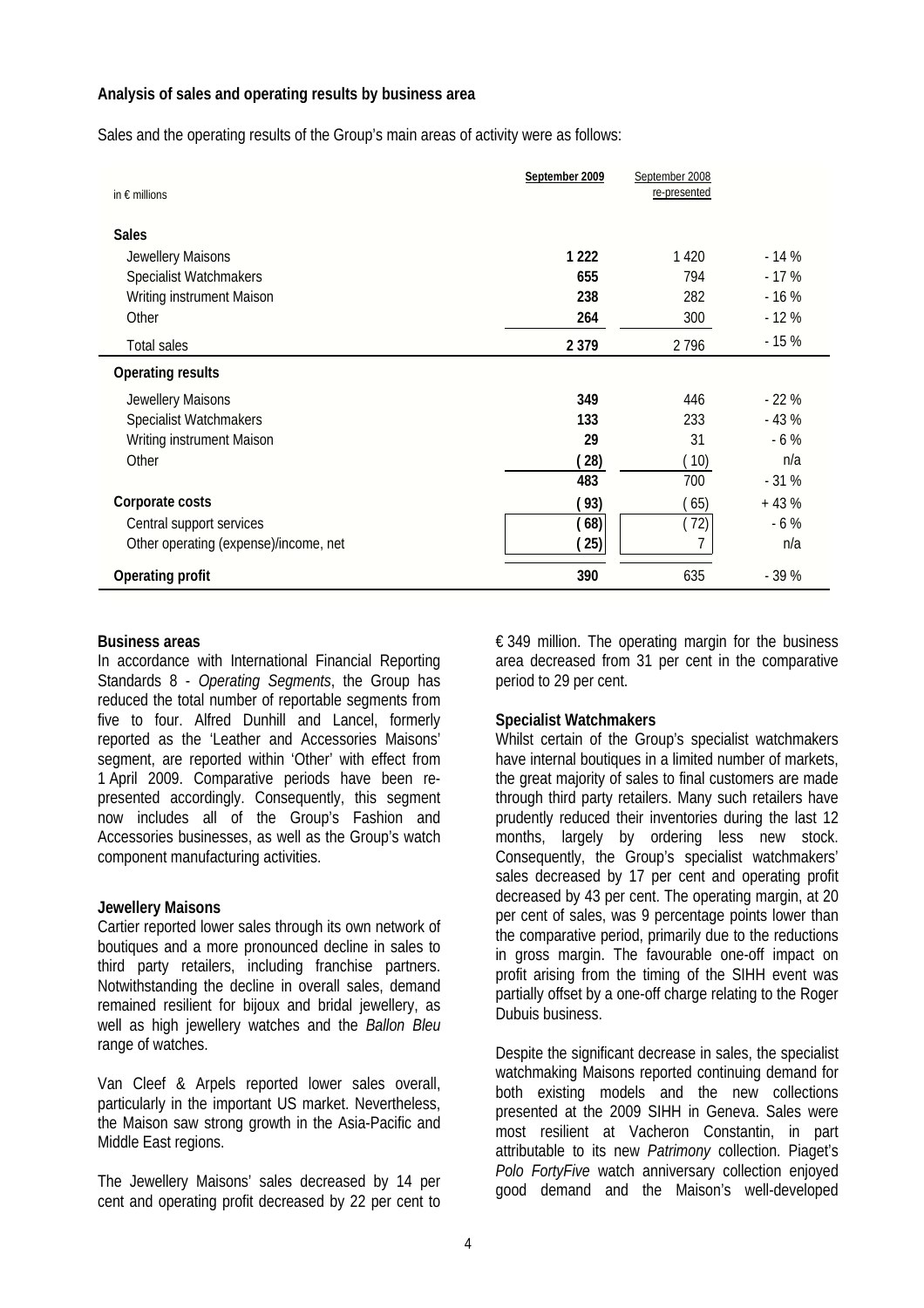## Analysis of sales and operating results by business area

Sales and the operating results of the Group's main areas of activity were as follows:

| in € millions | **September 2009** | September 2008 re-presented | |
|---|---|---|---|
| **Sales** | | | |
| Jewellery Maisons | **1 222** | 1 420 | - 14 % |
| Specialist Watchmakers | **655** | 794 | - 17 % |
| Writing instrument Maison | **238** | 282 | - 16 % |
| Other | **264** | 300 | - 12 % |
| Total sales | **2 379** | 2 796 | - 15 % |
| **Operating results** | | | |
| Jewellery Maisons | **349** | 446 | - 22 % |
| Specialist Watchmakers | **133** | 233 | - 43 % |
| Writing instrument Maison | **29** | 31 | - 6 % |
| Other | **( 28)** | ( 10) | n/a |
| | **483** | 700 | - 31 % |
| **Corporate costs** | **( 93)** | ( 65) | + 43 % |
| Central support services | **( 68)** | ( 72) | - 6 % |
| Other operating (expense)/income, net | **( 25)** | 7 | n/a |
| **Operating profit** | **390** | 635 | - 39 % |

**Business areas**
In accordance with International Financial Reporting Standards 8 - *Operating Segments*, the Group has reduced the total number of reportable segments from five to four. Alfred Dunhill and Lancel, formerly reported as the 'Leather and Accessories Maisons' segment, are reported within 'Other' with effect from 1 April 2009. Comparative periods have been re-presented accordingly. Consequently, this segment now includes all of the Group's Fashion and Accessories businesses, as well as the Group's watch component manufacturing activities.

**Jewellery Maisons**
Cartier reported lower sales through its own network of boutiques and a more pronounced decline in sales to third party retailers, including franchise partners. Notwithstanding the decline in overall sales, demand remained resilient for bijoux and bridal jewellery, as well as high jewellery watches and the *Ballon Bleu* range of watches.

Van Cleef & Arpels reported lower sales overall, particularly in the important US market. Nevertheless, the Maison saw strong growth in the Asia-Pacific and Middle East regions.

The Jewellery Maisons' sales decreased by 14 per cent and operating profit decreased by 22 per cent to € 349 million. The operating margin for the business area decreased from 31 per cent in the comparative period to 29 per cent.

**Specialist Watchmakers**
Whilst certain of the Group's specialist watchmakers have internal boutiques in a limited number of markets, the great majority of sales to final customers are made through third party retailers. Many such retailers have prudently reduced their inventories during the last 12 months, largely by ordering less new stock. Consequently, the Group's specialist watchmakers' sales decreased by 17 per cent and operating profit decreased by 43 per cent. The operating margin, at 20 per cent of sales, was 9 percentage points lower than the comparative period, primarily due to the reductions in gross margin. The favourable one-off impact on profit arising from the timing of the SIHH event was partially offset by a one-off charge relating to the Roger Dubuis business.

Despite the significant decrease in sales, the specialist watchmaking Maisons reported continuing demand for both existing models and the new collections presented at the 2009 SIHH in Geneva. Sales were most resilient at Vacheron Constantin, in part attributable to its new *Patrimony* collection. Piaget's *Polo FortyFive* watch anniversary collection enjoyed good demand and the Maison's well-developed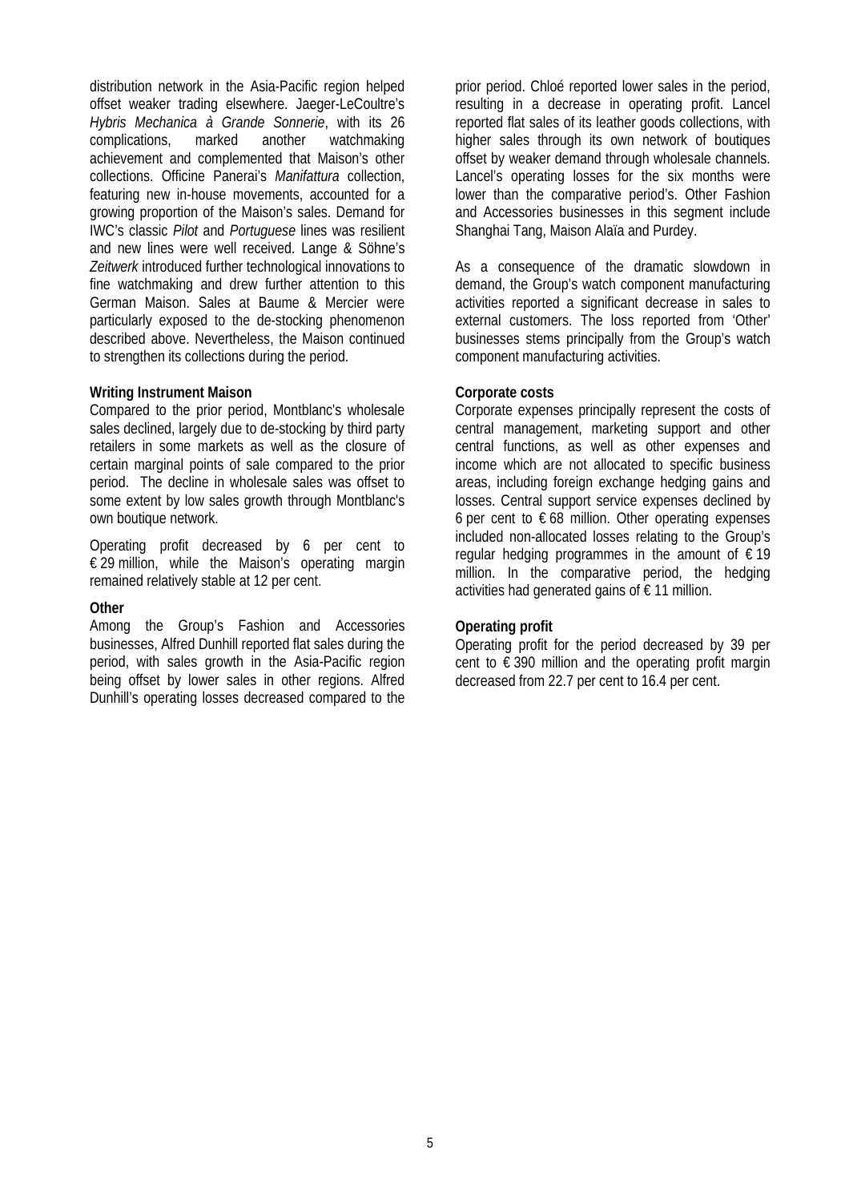distribution network in the Asia-Pacific region helped offset weaker trading elsewhere. Jaeger-LeCoultre's *Hybris Mechanica à Grande Sonnerie*, with its 26 complications, marked another watchmaking achievement and complemented that Maison's other collections. Officine Panerai's *Manifattura* collection, featuring new in-house movements, accounted for a growing proportion of the Maison's sales. Demand for IWC's classic *Pilot* and *Portuguese* lines was resilient and new lines were well received. Lange & Söhne's *Zeitwerk* introduced further technological innovations to fine watchmaking and drew further attention to this German Maison. Sales at Baume & Mercier were particularly exposed to the de-stocking phenomenon described above. Nevertheless, the Maison continued to strengthen its collections during the period.

**Writing Instrument Maison**

Compared to the prior period, Montblanc's wholesale sales declined, largely due to de-stocking by third party retailers in some markets as well as the closure of certain marginal points of sale compared to the prior period. The decline in wholesale sales was offset to some extent by low sales growth through Montblanc's own boutique network.

Operating profit decreased by 6 per cent to € 29 million, while the Maison's operating margin remained relatively stable at 12 per cent.

**Other**

Among the Group's Fashion and Accessories businesses, Alfred Dunhill reported flat sales during the period, with sales growth in the Asia-Pacific region being offset by lower sales in other regions. Alfred Dunhill's operating losses decreased compared to the prior period. Chloé reported lower sales in the period, resulting in a decrease in operating profit. Lancel reported flat sales of its leather goods collections, with higher sales through its own network of boutiques offset by weaker demand through wholesale channels. Lancel's operating losses for the six months were lower than the comparative period's. Other Fashion and Accessories businesses in this segment include Shanghai Tang, Maison Alaïa and Purdey.

As a consequence of the dramatic slowdown in demand, the Group's watch component manufacturing activities reported a significant decrease in sales to external customers. The loss reported from 'Other' businesses stems principally from the Group's watch component manufacturing activities.

**Corporate costs**

Corporate expenses principally represent the costs of central management, marketing support and other central functions, as well as other expenses and income which are not allocated to specific business areas, including foreign exchange hedging gains and losses. Central support service expenses declined by 6 per cent to € 68 million. Other operating expenses included non-allocated losses relating to the Group's regular hedging programmes in the amount of € 19 million. In the comparative period, the hedging activities had generated gains of € 11 million.

**Operating profit**

Operating profit for the period decreased by 39 per cent to € 390 million and the operating profit margin decreased from 22.7 per cent to 16.4 per cent.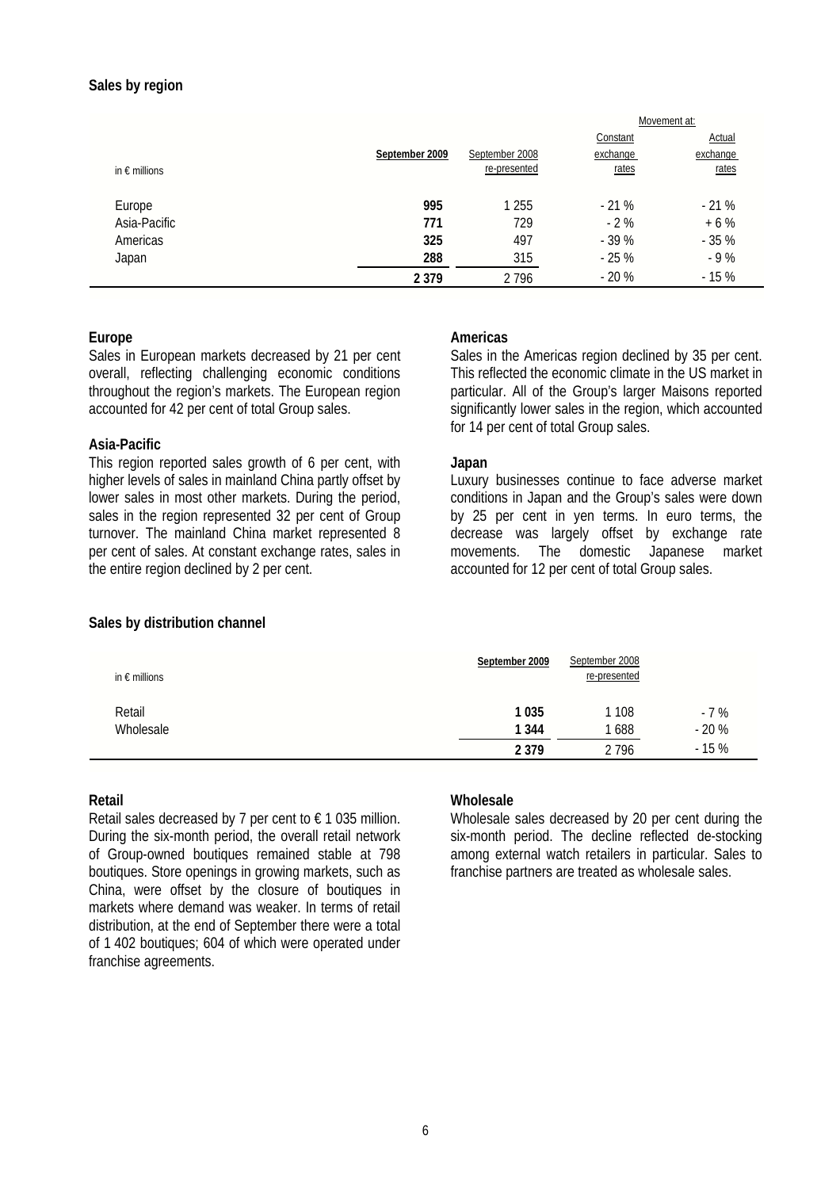### Sales by region

| in € millions | September 2009 | September 2008 re-presented | Movement at: Constant exchange rates | Actual exchange rates |
|---|---|---|---|---|
| Europe | **995** | 1 255 | - 21 % | - 21 % |
| Asia-Pacific | **771** | 729 | - 2 % | + 6 % |
| Americas | **325** | 497 | - 39 % | - 35 % |
| Japan | **288** | 315 | - 25 % | - 9 % |
| | **2 379** | 2 796 | - 20 % | - 15 % |

#### Europe

Sales in European markets decreased by 21 per cent overall, reflecting challenging economic conditions throughout the region's markets. The European region accounted for 42 per cent of total Group sales.

#### Asia-Pacific

This region reported sales growth of 6 per cent, with higher levels of sales in mainland China partly offset by lower sales in most other markets. During the period, sales in the region represented 32 per cent of Group turnover. The mainland China market represented 8 per cent of sales. At constant exchange rates, sales in the entire region declined by 2 per cent.

#### Americas

Sales in the Americas region declined by 35 per cent. This reflected the economic climate in the US market in particular. All of the Group's larger Maisons reported significantly lower sales in the region, which accounted for 14 per cent of total Group sales.

#### Japan

Luxury businesses continue to face adverse market conditions in Japan and the Group's sales were down by 25 per cent in yen terms. In euro terms, the decrease was largely offset by exchange rate movements. The domestic Japanese market accounted for 12 per cent of total Group sales.

### Sales by distribution channel

| in € millions | September 2009 | September 2008 re-presented | |
|---|---|---|---|
| Retail | **1 035** | 1 108 | - 7 % |
| Wholesale | **1 344** | 1 688 | - 20 % |
| | **2 379** | 2 796 | - 15 % |

#### Retail

Retail sales decreased by 7 per cent to € 1 035 million. During the six-month period, the overall retail network of Group-owned boutiques remained stable at 798 boutiques. Store openings in growing markets, such as China, were offset by the closure of boutiques in markets where demand was weaker. In terms of retail distribution, at the end of September there were a total of 1 402 boutiques; 604 of which were operated under franchise agreements.

#### Wholesale

Wholesale sales decreased by 20 per cent during the six-month period. The decline reflected de-stocking among external watch retailers in particular. Sales to franchise partners are treated as wholesale sales.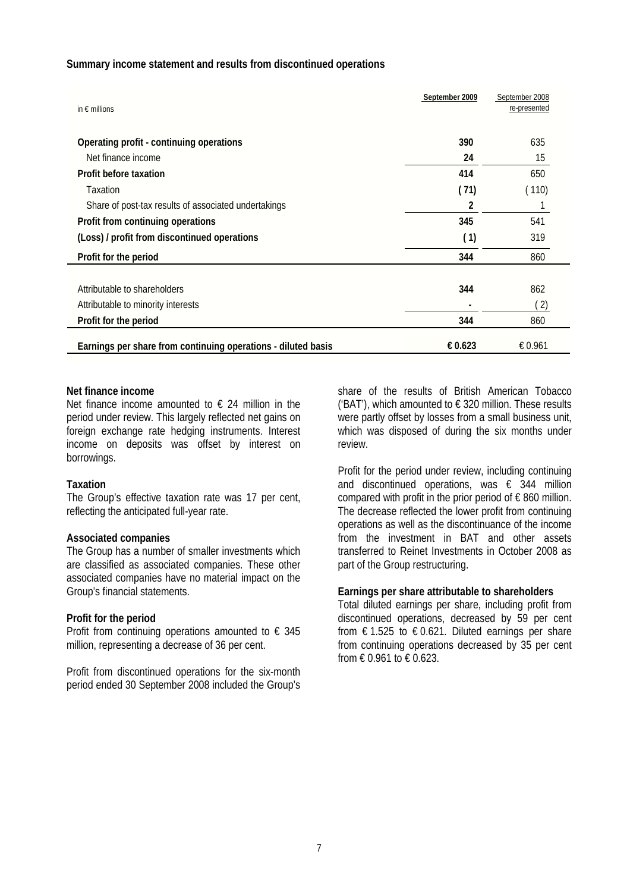### Summary income statement and results from discontinued operations

| in € millions | September 2009 | September 2008 re-presented |
|---|---|---|
| **Operating profit - continuing operations** | **390** | 635 |
| Net finance income | **24** | 15 |
| **Profit before taxation** | **414** | 650 |
| Taxation | **( 71)** | ( 110) |
| Share of post-tax results of associated undertakings | **2** | 1 |
| **Profit from continuing operations** | **345** | 541 |
| **(Loss) / profit from discontinued operations** | **( 1)** | 319 |
| **Profit for the period** | **344** | 860 |
| | | |
| Attributable to shareholders | **344** | 862 |
| Attributable to minority interests | **-** | ( 2) |
| **Profit for the period** | **344** | 860 |
| | | |
| **Earnings per share from continuing operations - diluted basis** | **€ 0.623** | € 0.961 |

**Net finance income**
Net finance income amounted to € 24 million in the period under review. This largely reflected net gains on foreign exchange rate hedging instruments. Interest income on deposits was offset by interest on borrowings.

**Taxation**
The Group's effective taxation rate was 17 per cent, reflecting the anticipated full-year rate.

**Associated companies**
The Group has a number of smaller investments which are classified as associated companies. These other associated companies have no material impact on the Group's financial statements.

**Profit for the period**
Profit from continuing operations amounted to € 345 million, representing a decrease of 36 per cent.

Profit from discontinued operations for the six-month period ended 30 September 2008 included the Group's share of the results of British American Tobacco ('BAT'), which amounted to € 320 million. These results were partly offset by losses from a small business unit, which was disposed of during the six months under review.

Profit for the period under review, including continuing and discontinued operations, was € 344 million compared with profit in the prior period of € 860 million. The decrease reflected the lower profit from continuing operations as well as the discontinuance of the income from the investment in BAT and other assets transferred to Reinet Investments in October 2008 as part of the Group restructuring.

**Earnings per share attributable to shareholders**
Total diluted earnings per share, including profit from discontinued operations, decreased by 59 per cent from € 1.525 to € 0.621. Diluted earnings per share from continuing operations decreased by 35 per cent from € 0.961 to € 0.623.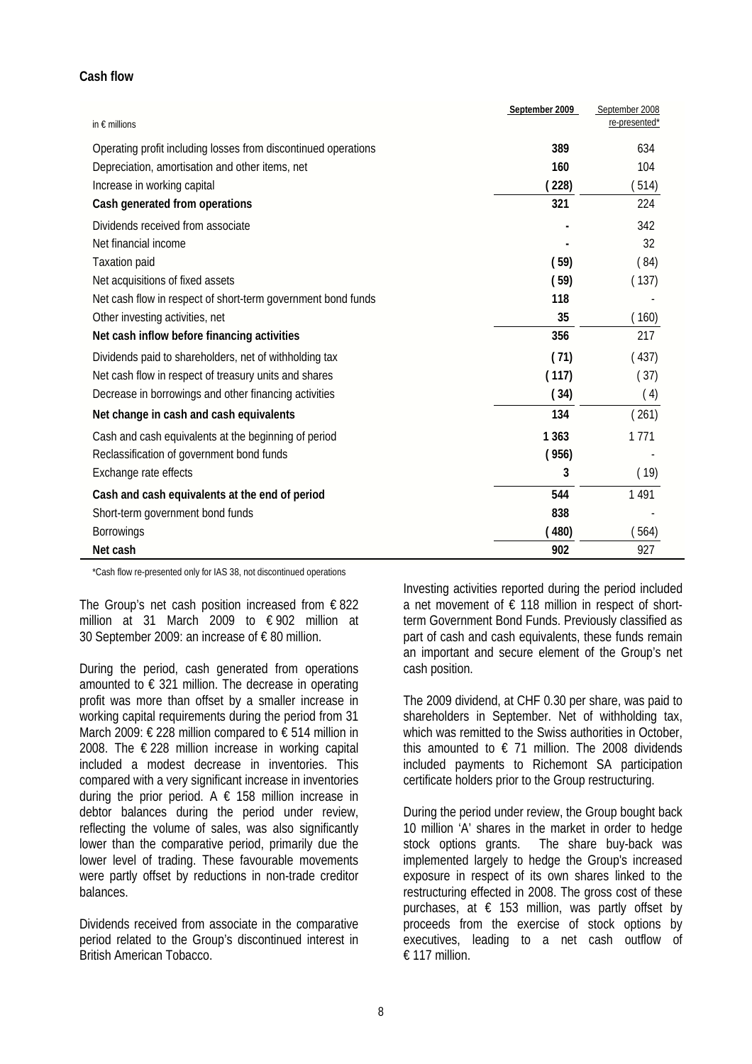**Cash flow**

| in € millions | September 2009 | September 2008 re-presented* |
|---|---|---|
| Operating profit including losses from discontinued operations | **389** | 634 |
| Depreciation, amortisation and other items, net | **160** | 104 |
| Increase in working capital | **( 228)** | ( 514) |
| **Cash generated from operations** | **321** | 224 |
| Dividends received from associate | **-** | 342 |
| Net financial income | **-** | 32 |
| Taxation paid | **( 59)** | ( 84) |
| Net acquisitions of fixed assets | **( 59)** | ( 137) |
| Net cash flow in respect of short-term government bond funds | **118** | - |
| Other investing activities, net | **35** | ( 160) |
| **Net cash inflow before financing activities** | **356** | 217 |
| Dividends paid to shareholders, net of withholding tax | **( 71)** | ( 437) |
| Net cash flow in respect of treasury units and shares | **( 117)** | ( 37) |
| Decrease in borrowings and other financing activities | **( 34)** | ( 4) |
| **Net change in cash and cash equivalents** | **134** | ( 261) |
| Cash and cash equivalents at the beginning of period | **1 363** | 1 771 |
| Reclassification of government bond funds | **( 956)** | - |
| Exchange rate effects | **3** | ( 19) |
| **Cash and cash equivalents at the end of period** | **544** | 1 491 |
| Short-term government bond funds | **838** | - |
| Borrowings | **( 480)** | ( 564) |
| **Net cash** | **902** | 927 |

*Cash flow re-presented only for IAS 38, not discontinued operations

The Group's net cash position increased from € 822 million at 31 March 2009 to € 902 million at 30 September 2009: an increase of € 80 million.

During the period, cash generated from operations amounted to € 321 million. The decrease in operating profit was more than offset by a smaller increase in working capital requirements during the period from 31 March 2009: € 228 million compared to € 514 million in 2008. The € 228 million increase in working capital included a modest decrease in inventories. This compared with a very significant increase in inventories during the prior period. A € 158 million increase in debtor balances during the period under review, reflecting the volume of sales, was also significantly lower than the comparative period, primarily due the lower level of trading. These favourable movements were partly offset by reductions in non-trade creditor balances.

Dividends received from associate in the comparative period related to the Group's discontinued interest in British American Tobacco.

Investing activities reported during the period included a net movement of € 118 million in respect of short-term Government Bond Funds. Previously classified as part of cash and cash equivalents, these funds remain an important and secure element of the Group's net cash position.

The 2009 dividend, at CHF 0.30 per share, was paid to shareholders in September. Net of withholding tax, which was remitted to the Swiss authorities in October, this amounted to € 71 million. The 2008 dividends included payments to Richemont SA participation certificate holders prior to the Group restructuring.

During the period under review, the Group bought back 10 million 'A' shares in the market in order to hedge stock options grants. The share buy-back was implemented largely to hedge the Group's increased exposure in respect of its own shares linked to the restructuring effected in 2008. The gross cost of these purchases, at € 153 million, was partly offset by proceeds from the exercise of stock options by executives, leading to a net cash outflow of € 117 million.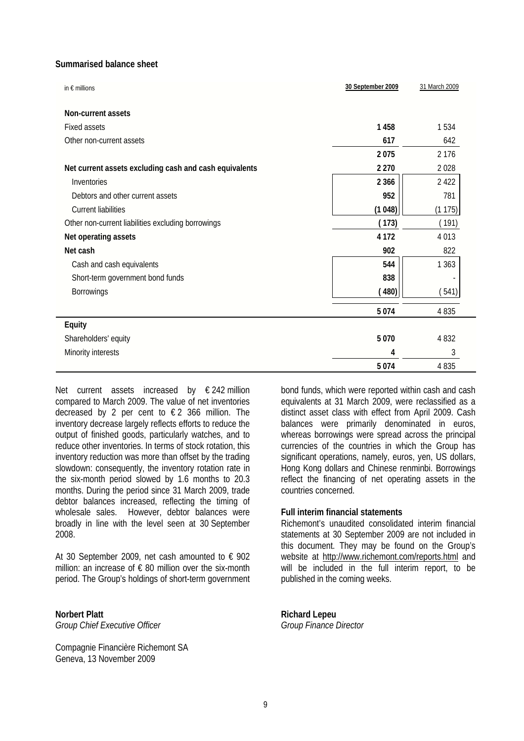**Summarised balance sheet**

| in € millions | **30 September 2009** | 31 March 2009 |
|---|---|---|
| **Non-current assets** | | |
| Fixed assets | **1 458** | 1 534 |
| Other non-current assets | **617** | 642 |
| | **2 075** | 2 176 |
| **Net current assets excluding cash and cash equivalents** | **2 270** | 2 028 |
| Inventories | **2 366** | 2 422 |
| Debtors and other current assets | **952** | 781 |
| Current liabilities | **(1 048)** | (1 175) |
| Other non-current liabilities excluding borrowings | **( 173)** | ( 191) |
| **Net operating assets** | **4 172** | 4 013 |
| **Net cash** | **902** | 822 |
| Cash and cash equivalents | **544** | 1 363 |
| Short-term government bond funds | **838** | - |
| Borrowings | **( 480)** | ( 541) |
| | **5 074** | 4 835 |
| **Equity** | | |
| Shareholders' equity | **5 070** | 4 832 |
| Minority interests | **4** | 3 |
| | **5 074** | 4 835 |

Net current assets increased by € 242 million compared to March 2009. The value of net inventories decreased by 2 per cent to € 2 366 million. The inventory decrease largely reflects efforts to reduce the output of finished goods, particularly watches, and to reduce other inventories. In terms of stock rotation, this inventory reduction was more than offset by the trading slowdown: consequently, the inventory rotation rate in the six-month period slowed by 1.6 months to 20.3 months. During the period since 31 March 2009, trade debtor balances increased, reflecting the timing of wholesale sales. However, debtor balances were broadly in line with the level seen at 30 September 2008.

At 30 September 2009, net cash amounted to € 902 million: an increase of € 80 million over the six-month period. The Group's holdings of short-term government bond funds, which were reported within cash and cash equivalents at 31 March 2009, were reclassified as a distinct asset class with effect from April 2009. Cash balances were primarily denominated in euros, whereas borrowings were spread across the principal currencies of the countries in which the Group has significant operations, namely, euros, yen, US dollars, Hong Kong dollars and Chinese renminbi. Borrowings reflect the financing of net operating assets in the countries concerned.

**Full interim financial statements**

Richemont's unaudited consolidated interim financial statements at 30 September 2009 are not included in this document. They may be found on the Group's website at http://www.richemont.com/reports.html and will be included in the full interim report, to be published in the coming weeks.

**Norbert Platt**
*Group Chief Executive Officer*

**Richard Lepeu**
*Group Finance Director*

Compagnie Financière Richemont SA
Geneva, 13 November 2009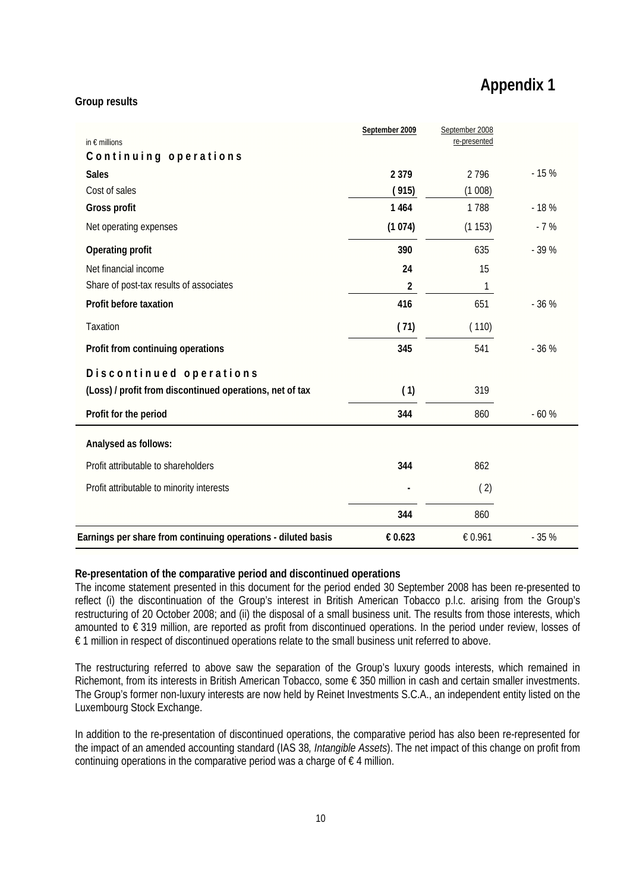# Appendix 1

**Group results**

| in € millions | September 2009 | September 2008 re-presented | |
|---|---|---|---|
| **Continuing operations** | | | |
| **Sales** | **2 379** | 2 796 | - 15 % |
| Cost of sales | **( 915)** | (1 008) | |
| **Gross profit** | **1 464** | 1 788 | - 18 % |
| Net operating expenses | **(1 074)** | (1 153) | - 7 % |
| **Operating profit** | **390** | 635 | - 39 % |
| Net financial income | **24** | 15 | |
| Share of post-tax results of associates | **2** | 1 | |
| **Profit before taxation** | **416** | 651 | - 36 % |
| Taxation | **( 71)** | ( 110) | |
| **Profit from continuing operations** | **345** | 541 | - 36 % |
| **Discontinued operations** | | | |
| **(Loss) / profit from discontinued operations, net of tax** | **( 1)** | 319 | |
| **Profit for the period** | **344** | 860 | - 60 % |
| **Analysed as follows:** | | | |
| Profit attributable to shareholders | **344** | 862 | |
| Profit attributable to minority interests | **-** | ( 2) | |
| | **344** | 860 | |
| **Earnings per share from continuing operations - diluted basis** | **€ 0.623** | € 0.961 | - 35 % |

**Re-presentation of the comparative period and discontinued operations**

The income statement presented in this document for the period ended 30 September 2008 has been re-presented to reflect (i) the discontinuation of the Group's interest in British American Tobacco p.l.c. arising from the Group's restructuring of 20 October 2008; and (ii) the disposal of a small business unit. The results from those interests, which amounted to € 319 million, are reported as profit from discontinued operations. In the period under review, losses of € 1 million in respect of discontinued operations relate to the small business unit referred to above.

The restructuring referred to above saw the separation of the Group's luxury goods interests, which remained in Richemont, from its interests in British American Tobacco, some € 350 million in cash and certain smaller investments. The Group's former non-luxury interests are now held by Reinet Investments S.C.A., an independent entity listed on the Luxembourg Stock Exchange.

In addition to the re-presentation of discontinued operations, the comparative period has also been re-represented for the impact of an amended accounting standard (IAS 38*, Intangible Assets*). The net impact of this change on profit from continuing operations in the comparative period was a charge of € 4 million.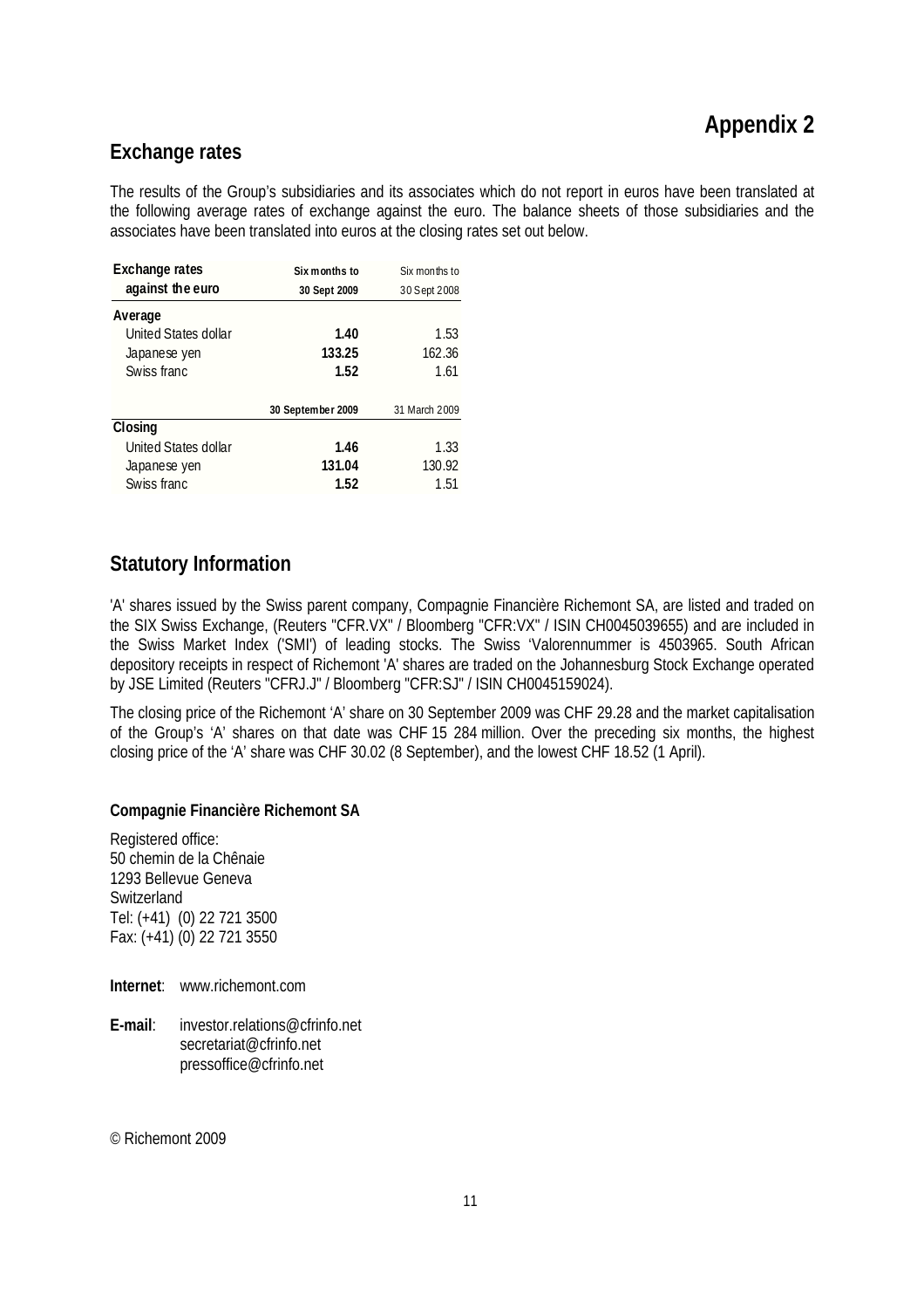# Appendix 2

## Exchange rates

The results of the Group's subsidiaries and its associates which do not report in euros have been translated at the following average rates of exchange against the euro. The balance sheets of those subsidiaries and the associates have been translated into euros at the closing rates set out below.

| Exchange rates against the euro | Six months to 30 Sept 2009 | Six months to 30 Sept 2008 |
|---|---|---|
| **Average** | | |
| United States dollar | **1.40** | 1.53 |
| Japanese yen | **133.25** | 162.36 |
| Swiss franc | **1.52** | 1.61 |
| | **30 September 2009** | 31 March 2009 |
| **Closing** | | |
| United States dollar | **1.46** | 1.33 |
| Japanese yen | **131.04** | 130.92 |
| Swiss franc | **1.52** | 1.51 |

## Statutory Information

'A' shares issued by the Swiss parent company, Compagnie Financière Richemont SA, are listed and traded on the SIX Swiss Exchange, (Reuters "CFR.VX" / Bloomberg "CFR:VX" / ISIN CH0045039655) and are included in the Swiss Market Index ('SMI') of leading stocks. The Swiss 'Valorennummer is 4503965. South African depository receipts in respect of Richemont 'A' shares are traded on the Johannesburg Stock Exchange operated by JSE Limited (Reuters "CFRJ.J" / Bloomberg "CFR:SJ" / ISIN CH0045159024).

The closing price of the Richemont 'A' share on 30 September 2009 was CHF 29.28 and the market capitalisation of the Group's 'A' shares on that date was CHF 15 284 million. Over the preceding six months, the highest closing price of the 'A' share was CHF 30.02 (8 September), and the lowest CHF 18.52 (1 April).

**Compagnie Financière Richemont SA**

Registered office:
50 chemin de la Chênaie
1293 Bellevue Geneva
Switzerland
Tel: (+41) (0) 22 721 3500
Fax: (+41) (0) 22 721 3550

**Internet**: www.richemont.com

**E-mail**: investor.relations@cfrinfo.net
secretariat@cfrinfo.net
pressoffice@cfrinfo.net

© Richemont 2009